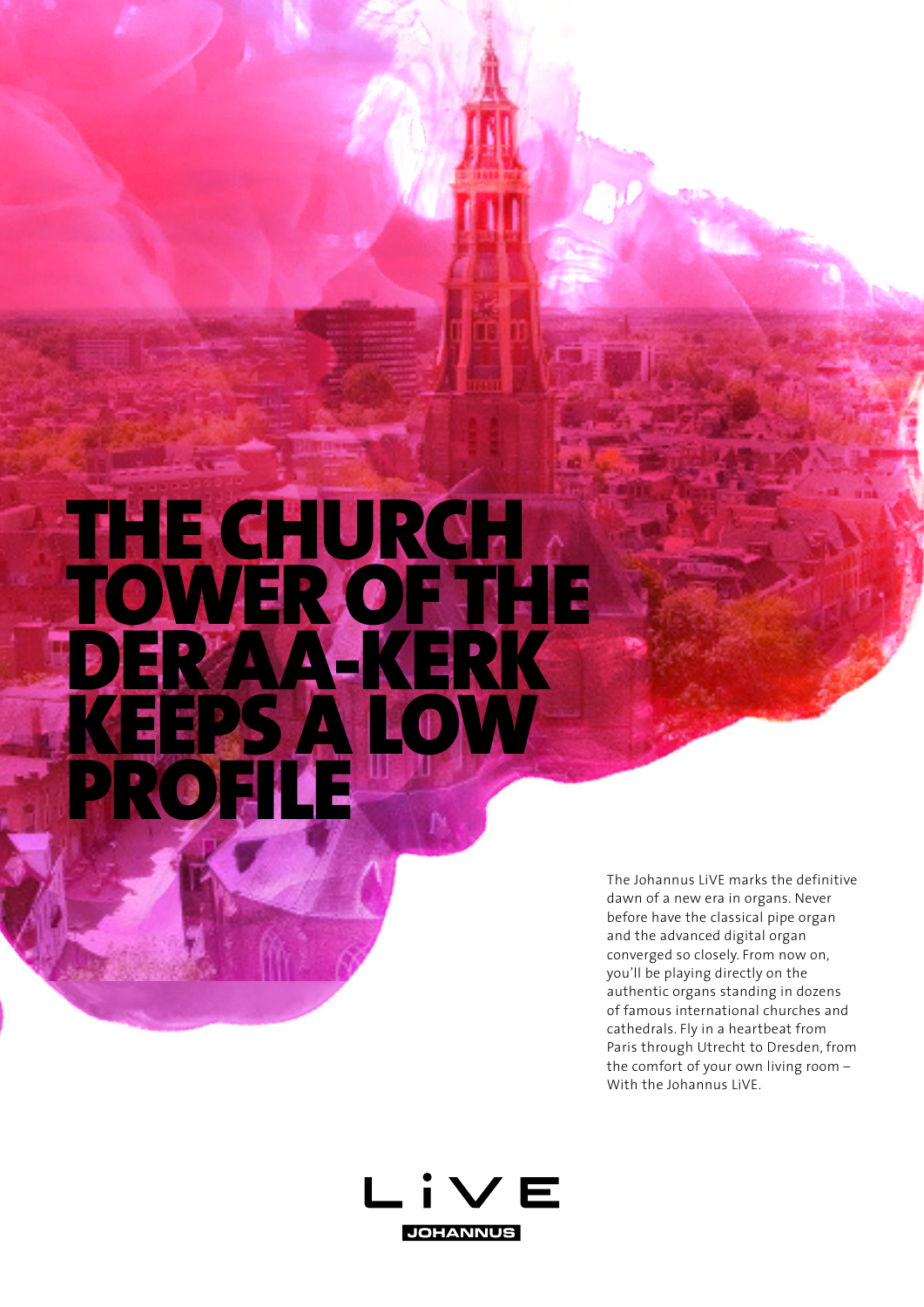# THE CHURCH TOWER OF THE DER AA-KERK KEEPS A LOW PROFILE

The Johannus LiVE marks the definitive dawn of a new era in organs. Never before have the classical pipe organ and the advanced digital organ converged so closely. From now on, you'll be playing directly on the authentic organs standing in dozens of famous international churches and cathedrals. Fly in a heartbeat from Paris through Utrecht to Dresden, from the comfort of your own living room – With the Johannus LiVE.

LiVE

JOHANNUS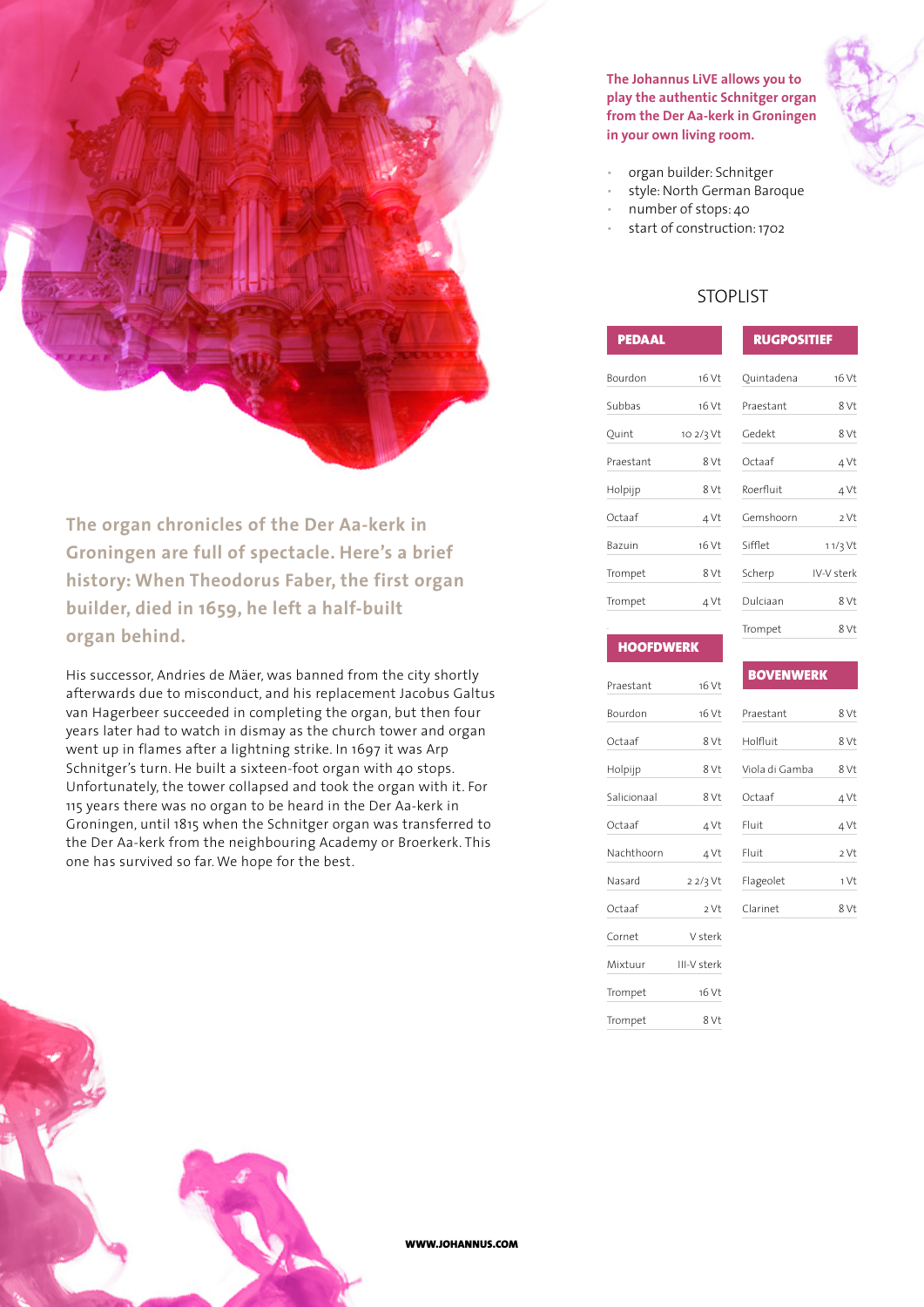**The organ chronicles of the Der Aa-kerk in Groningen are full of spectacle. Here's a brief history: When Theodorus Faber, the first organ builder, died in 1659, he left a half-built organ behind.**

His successor, Andries de Mäer, was banned from the city shortly afterwards due to misconduct, and his replacement Jacobus Galtus van Hagerbeer succeeded in completing the organ, but then four years later had to watch in dismay as the church tower and organ went up in flames after a lightning strike. In 1697 it was Arp Schnitger's turn. He built a sixteen-foot organ with 40 stops. Unfortunately, the tower collapsed and took the organ with it. For 115 years there was no organ to be heard in the Der Aa-kerk in Groningen, until 1815 when the Schnitger organ was transferred to the Der Aa-kerk from the neighbouring Academy or Broerkerk. This one has survived so far. We hope for the best.

**The Johannus LiVE allows you to play the authentic Schnitger organ from the Der Aa-kerk in Groningen in your own living room.**

- organ builder: Schnitger
- style: North German Baroque
- number of stops: 40
- start of construction: 1702

## STOPLIST

### PEDAAL

| | |
|---|---|
| Bourdon | 16 Vt |
| Subbas | 16 Vt |
| Quint | 10 2/3 Vt |
| Praestant | 8 Vt |
| Holpijp | 8 Vt |
| Octaaf | 4 Vt |
| Bazuin | 16 Vt |
| Trompet | 8 Vt |
| Trompet | 4 Vt |

### HOOFDWERK

| | |
|---|---|
| Praestant | 16 Vt |
| Bourdon | 16 Vt |
| Octaaf | 8 Vt |
| Holpijp | 8 Vt |
| Salicionaal | 8 Vt |
| Octaaf | 4 Vt |
| Nachthoorn | 4 Vt |
| Nasard | 2 2/3 Vt |
| Octaaf | 2 Vt |
| Cornet | V sterk |
| Mixtuur | III-V sterk |
| Trompet | 16 Vt |
| Trompet | 8 Vt |

### RUGPOSITIEF

| | |
|---|---|
| Quintadena | 16 Vt |
| Praestant | 8 Vt |
| Gedekt | 8 Vt |
| Octaaf | 4 Vt |
| Roerfluit | 4 Vt |
| Gemshoorn | 2 Vt |
| Sifflet | 1 1/3 Vt |
| Scherp | IV-V sterk |
| Dulciaan | 8 Vt |
| Trompet | 8 Vt |

### BOVENWERK

| | |
|---|---|
| Praestant | 8 Vt |
| Holfluit | 8 Vt |
| Viola di Gamba | 8 Vt |
| Octaaf | 4 Vt |
| Fluit | 4 Vt |
| Fluit | 2 Vt |
| Flageolet | 1 Vt |
| Clarinet | 8 Vt |

WWW.JOHANNUS.COM